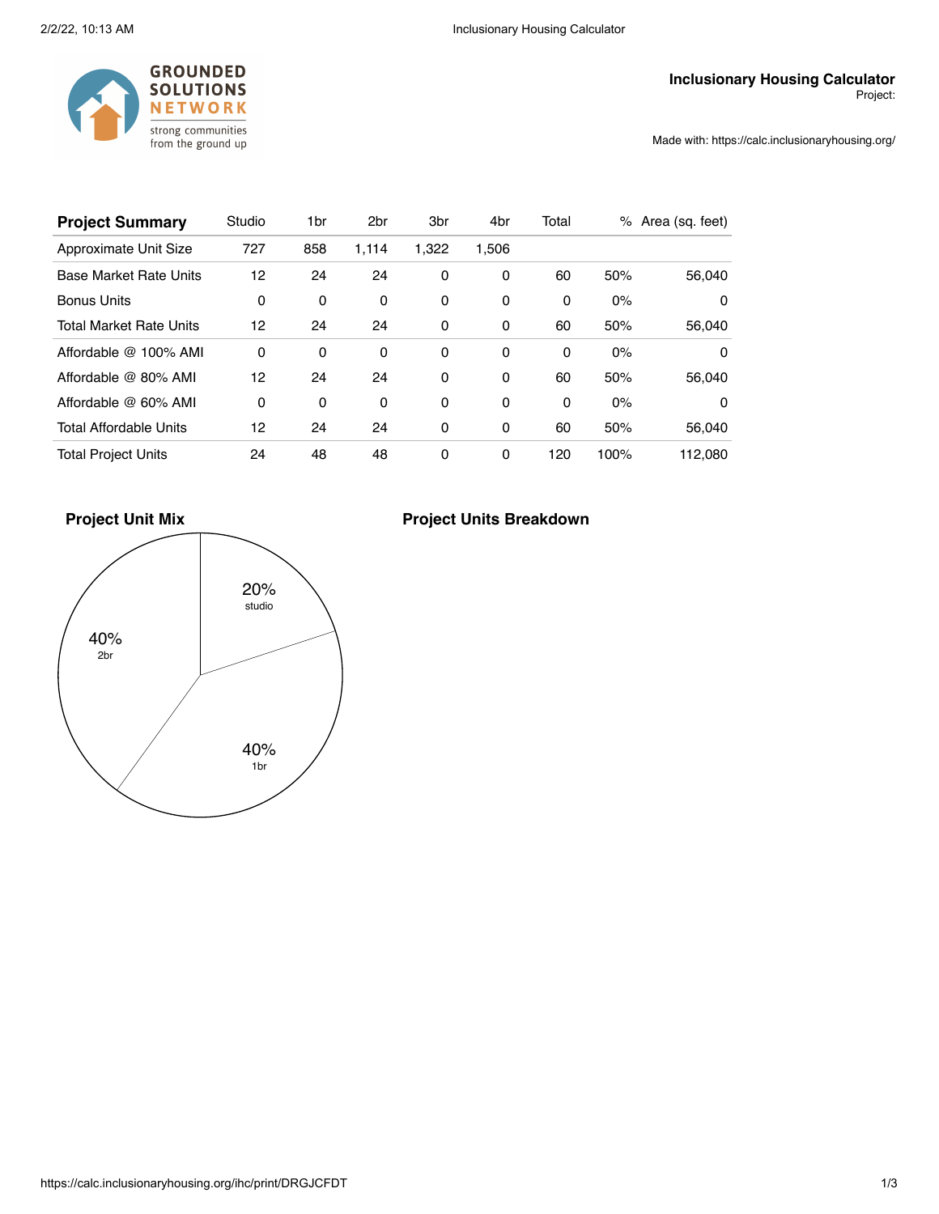**Inclusionary Housing Calculator**
Project:

Made with: https://calc.inclusionaryhousing.org/

| Project Summary | Studio | 1br | 2br | 3br | 4br | Total | % | Area (sq. feet) |
|---|---|---|---|---|---|---|---|---|
| Approximate Unit Size | 727 | 858 | 1,114 | 1,322 | 1,506 | | | |
| Base Market Rate Units | 12 | 24 | 24 | 0 | 0 | 60 | 50% | 56,040 |
| Bonus Units | 0 | 0 | 0 | 0 | 0 | 0 | 0% | 0 |
| Total Market Rate Units | 12 | 24 | 24 | 0 | 0 | 60 | 50% | 56,040 |
| Affordable @ 100% AMI | 0 | 0 | 0 | 0 | 0 | 0 | 0% | 0 |
| Affordable @ 80% AMI | 12 | 24 | 24 | 0 | 0 | 60 | 50% | 56,040 |
| Affordable @ 60% AMI | 0 | 0 | 0 | 0 | 0 | 0 | 0% | 0 |
| Total Affordable Units | 12 | 24 | 24 | 0 | 0 | 60 | 50% | 56,040 |
| Total Project Units | 24 | 48 | 48 | 0 | 0 | 120 | 100% | 112,080 |

### Project Unit Mix

20% studio

40% 1br

40% 2br

### Project Units Breakdown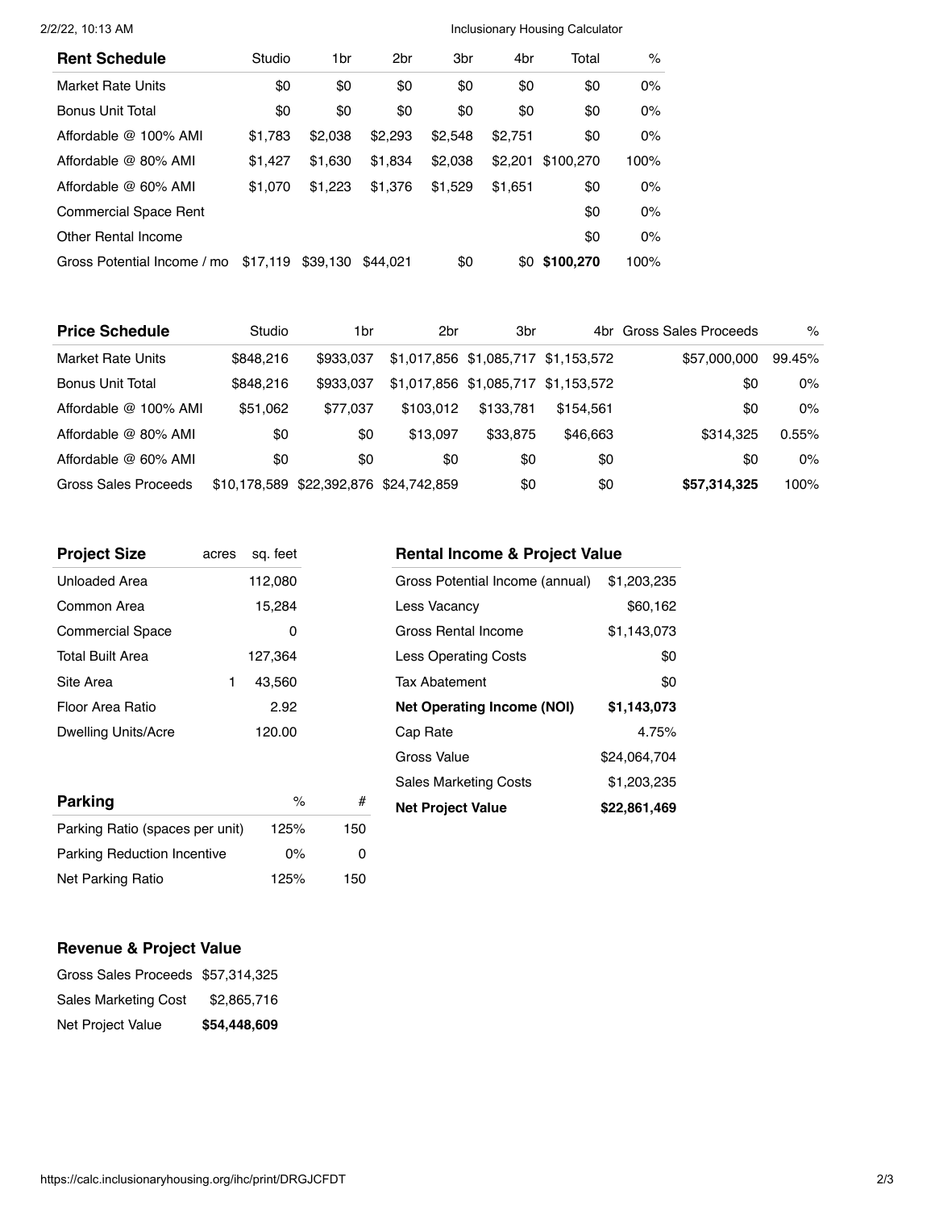| Rent Schedule | Studio | 1br | 2br | 3br | 4br | Total | % |
|---|---|---|---|---|---|---|---|
| Market Rate Units | $0 | $0 | $0 | $0 | $0 | $0 | 0% |
| Bonus Unit Total | $0 | $0 | $0 | $0 | $0 | $0 | 0% |
| Affordable @ 100% AMI | $1,783 | $2,038 | $2,293 | $2,548 | $2,751 | $0 | 0% |
| Affordable @ 80% AMI | $1,427 | $1,630 | $1,834 | $2,038 | $2,201 | $100,270 | 100% |
| Affordable @ 60% AMI | $1,070 | $1,223 | $1,376 | $1,529 | $1,651 | $0 | 0% |
| Commercial Space Rent | | | | | | $0 | 0% |
| Other Rental Income | | | | | | $0 | 0% |
| Gross Potential Income / mo | $17,119 | $39,130 | $44,021 | $0 | $0 | **$100,270** | 100% |

| Price Schedule | Studio | 1br | 2br | 3br | 4br | Gross Sales Proceeds | % |
|---|---|---|---|---|---|---|---|
| Market Rate Units | $848,216 | $933,037 | $1,017,856 | $1,085,717 | $1,153,572 | $57,000,000 | 99.45% |
| Bonus Unit Total | $848,216 | $933,037 | $1,017,856 | $1,085,717 | $1,153,572 | $0 | 0% |
| Affordable @ 100% AMI | $51,062 | $77,037 | $103,012 | $133,781 | $154,561 | $0 | 0% |
| Affordable @ 80% AMI | $0 | $0 | $13,097 | $33,875 | $46,663 | $314,325 | 0.55% |
| Affordable @ 60% AMI | $0 | $0 | $0 | $0 | $0 | $0 | 0% |
| Gross Sales Proceeds | $10,178,589 | $22,392,876 | $24,742,859 | $0 | $0 | **$57,314,325** | 100% |

| Project Size | acres | sq. feet |
|---|---|---|
| Unloaded Area | | 112,080 |
| Common Area | | 15,284 |
| Commercial Space | | 0 |
| Total Built Area | | 127,364 |
| Site Area | 1 | 43,560 |
| Floor Area Ratio | | 2.92 |
| Dwelling Units/Acre | | 120.00 |

| Rental Income & Project Value | |
|---|---|
| Gross Potential Income (annual) | $1,203,235 |
| Less Vacancy | $60,162 |
| Gross Rental Income | $1,143,073 |
| Less Operating Costs | $0 |
| Tax Abatement | $0 |
| **Net Operating Income (NOI)** | **$1,143,073** |
| Cap Rate | 4.75% |
| Gross Value | $24,064,704 |
| Sales Marketing Costs | $1,203,235 |
| **Net Project Value** | **$22,861,469** |

| Parking | % | # |
|---|---|---|
| Parking Ratio (spaces per unit) | 125% | 150 |
| Parking Reduction Incentive | 0% | 0 |
| Net Parking Ratio | 125% | 150 |

| Revenue & Project Value | |
|---|---|
| Gross Sales Proceeds | $57,314,325 |
| Sales Marketing Cost | $2,865,716 |
| Net Project Value | **$54,448,609** |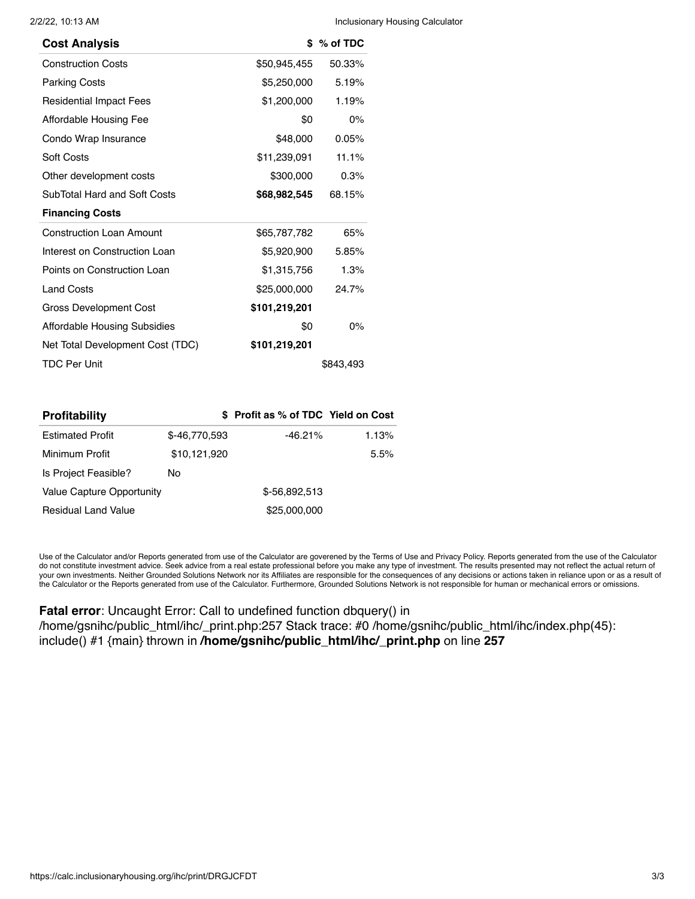| Cost Analysis | $ | % of TDC |
|---|---|---|
| Construction Costs | $50,945,455 | 50.33% |
| Parking Costs | $5,250,000 | 5.19% |
| Residential Impact Fees | $1,200,000 | 1.19% |
| Affordable Housing Fee | $0 | 0% |
| Condo Wrap Insurance | $48,000 | 0.05% |
| Soft Costs | $11,239,091 | 11.1% |
| Other development costs | $300,000 | 0.3% |
| SubTotal Hard and Soft Costs | **$68,982,545** | 68.15% |
| **Financing Costs** | | |
| Construction Loan Amount | $65,787,782 | 65% |
| Interest on Construction Loan | $5,920,900 | 5.85% |
| Points on Construction Loan | $1,315,756 | 1.3% |
| Land Costs | $25,000,000 | 24.7% |
| Gross Development Cost | **$101,219,201** | |
| Affordable Housing Subsidies | $0 | 0% |
| Net Total Development Cost (TDC) | **$101,219,201** | |
| TDC Per Unit | | $843,493 |

| Profitability | $ | Profit as % of TDC | Yield on Cost |
|---|---|---|---|
| Estimated Profit | $-46,770,593 | -46.21% | 1.13% |
| Minimum Profit | $10,121,920 | | 5.5% |
| Is Project Feasible? | No | | |
| Value Capture Opportunity | | $-56,892,513 | |
| Residual Land Value | | $25,000,000 | |

Use of the Calculator and/or Reports generated from use of the Calculator are goverened by the Terms of Use and Privacy Policy. Reports generated from the use of the Calculator do not constitute investment advice. Seek advice from a real estate professional before you make any type of investment. The results presented may not reflect the actual return of your own investments. Neither Grounded Solutions Network nor its Affiliates are responsible for the consequences of any decisions or actions taken in reliance upon or as a result of the Calculator or the Reports generated from use of the Calculator. Furthermore, Grounded Solutions Network is not responsible for human or mechanical errors or omissions.

**Fatal error**: Uncaught Error: Call to undefined function dbquery() in /home/gsnihc/public_html/ihc/_print.php:257 Stack trace: #0 /home/gsnihc/public_html/ihc/index.php(45): include() #1 {main} thrown in **/home/gsnihc/public_html/ihc/_print.php** on line **257**